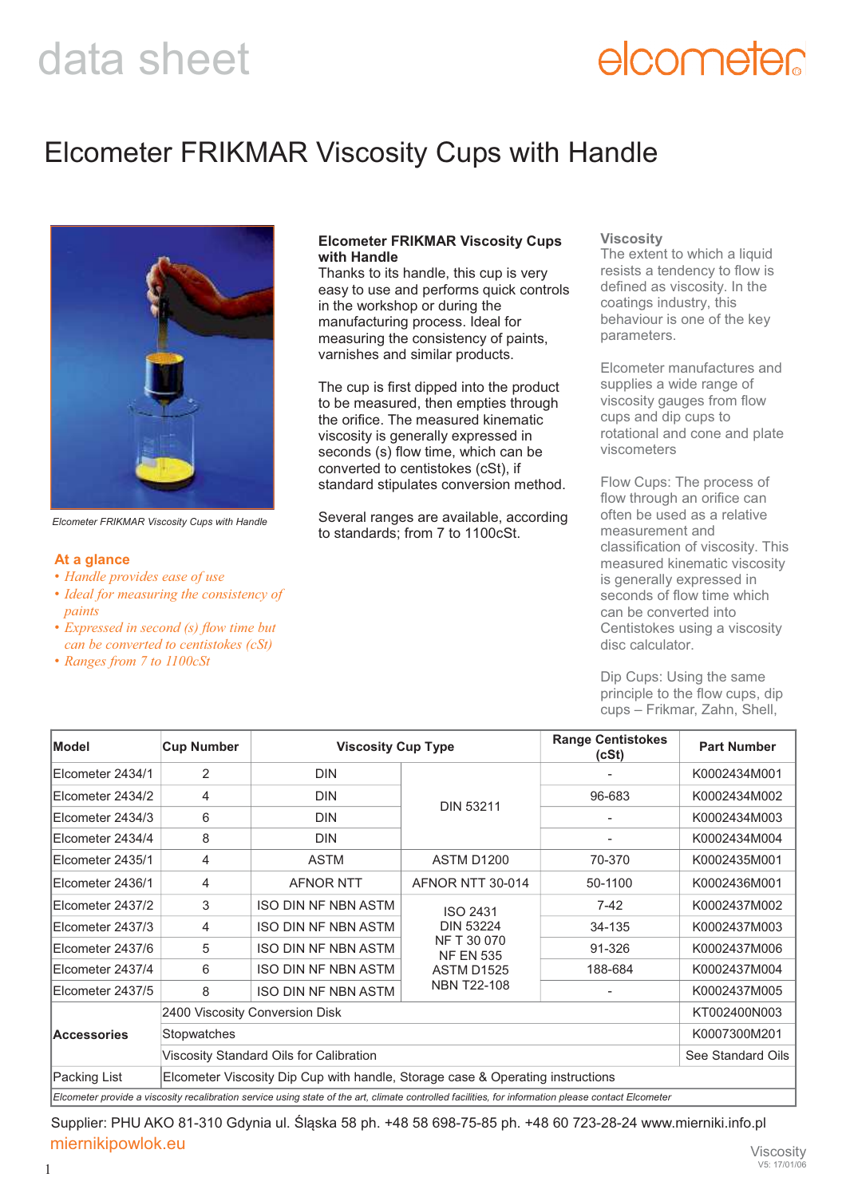data sheet

elcometer

# Elcometer FRIKMAR Viscosity Cups with Handle

*Elcometer FRIKMAR Viscosity Cups with Handle*

## At a glance

- *Handle provides ease of use*
- *Ideal for measuring the consistency of paints*
- *Expressed in second (s) flow time but can be converted to centistokes (cSt)*
- *Ranges from 7 to 1100cSt*

**Elcometer FRIKMAR Viscosity Cups with Handle**

Thanks to its handle, this cup is very easy to use and performs quick controls in the workshop or during the manufacturing process. Ideal for measuring the consistency of paints, varnishes and similar products.

The cup is first dipped into the product to be measured, then empties through the orifice. The measured kinematic viscosity is generally expressed in seconds (s) flow time, which can be converted to centistokes (cSt), if standard stipulates conversion method.

Several ranges are available, according to standards; from 7 to 1100cSt.

**Viscosity**

The extent to which a liquid resists a tendency to flow is defined as viscosity. In the coatings industry, this behaviour is one of the key parameters.

Elcometer manufactures and supplies a wide range of viscosity gauges from flow cups and dip cups to rotational and cone and plate viscometers

Flow Cups: The process of flow through an orifice can often be used as a relative measurement and classification of viscosity. This measured kinematic viscosity is generally expressed in seconds of flow time which can be converted into Centistokes using a viscosity disc calculator.

Dip Cups: Using the same principle to the flow cups, dip cups – Frikmar, Zahn, Shell,

| Model | Cup Number | Viscosity Cup Type | | Range Centistokes (cSt) | Part Number |
|---|---|---|---|---|---|
| Elcometer 2434/1 | 2 | DIN | DIN 53211 | - | K0002434M001 |
| Elcometer 2434/2 | 4 | DIN | | 96-683 | K0002434M002 |
| Elcometer 2434/3 | 6 | DIN | | - | K0002434M003 |
| Elcometer 2434/4 | 8 | DIN | | - | K0002434M004 |
| Elcometer 2435/1 | 4 | ASTM | ASTM D1200 | 70-370 | K0002435M001 |
| Elcometer 2436/1 | 4 | AFNOR NTT | AFNOR NTT 30-014 | 50-1100 | K0002436M001 |
| Elcometer 2437/2 | 3 | ISO DIN NF NBN ASTM | ISO 2431 DIN 53224 NF T 30 070 NF EN 535 ASTM D1525 NBN T22-108 | 7-42 | K0002437M002 |
| Elcometer 2437/3 | 4 | ISO DIN NF NBN ASTM | | 34-135 | K0002437M003 |
| Elcometer 2437/6 | 5 | ISO DIN NF NBN ASTM | | 91-326 | K0002437M006 |
| Elcometer 2437/4 | 6 | ISO DIN NF NBN ASTM | | 188-684 | K0002437M004 |
| Elcometer 2437/5 | 8 | ISO DIN NF NBN ASTM | | - | K0002437M005 |
| **Accessories** | 2400 Viscosity Conversion Disk | | | | KT002400N003 |
| | Stopwatches | | | | K0007300M201 |
| | Viscosity Standard Oils for Calibration | | | | See Standard Oils |
| Packing List | Elcometer Viscosity Dip Cup with handle, Storage case & Operating instructions | | | | |

*Elcometer provide a viscosity recalibration service using state of the art, climate controlled facilities, for information please contact Elcometer*

Supplier: PHU AKO 81-310 Gdynia ul. Śląska 58 ph. +48 58 698-75-85 ph. +48 60 723-28-24 www.mierniki.info.pl
miernikipowlok.eu

Viscosity
V5: 17/01/06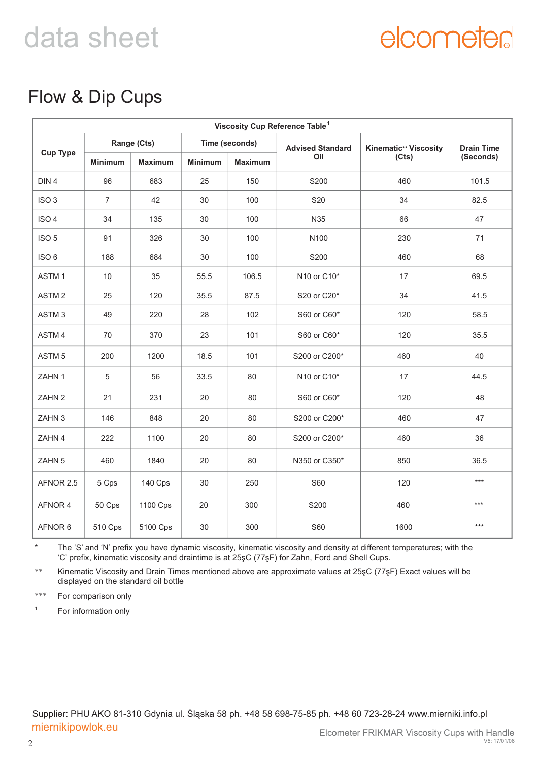# Flow & Dip Cups

| Viscosity Cup Reference Table[1] | | | | | | | |
|---|---|---|---|---|---|---|---|
| Cup Type | Range (Cts) | | Time (seconds) | | Advised Standard Oil | Kinematic** Viscosity (Cts) | Drain Time (Seconds) |
| | Minimum | Maximum | Minimum | Maximum | | | |
| DIN 4 | 96 | 683 | 25 | 150 | S200 | 460 | 101.5 |
| ISO 3 | 7 | 42 | 30 | 100 | S20 | 34 | 82.5 |
| ISO 4 | 34 | 135 | 30 | 100 | N35 | 66 | 47 |
| ISO 5 | 91 | 326 | 30 | 100 | N100 | 230 | 71 |
| ISO 6 | 188 | 684 | 30 | 100 | S200 | 460 | 68 |
| ASTM 1 | 10 | 35 | 55.5 | 106.5 | N10 or C10* | 17 | 69.5 |
| ASTM 2 | 25 | 120 | 35.5 | 87.5 | S20 or C20* | 34 | 41.5 |
| ASTM 3 | 49 | 220 | 28 | 102 | S60 or C60* | 120 | 58.5 |
| ASTM 4 | 70 | 370 | 23 | 101 | S60 or C60* | 120 | 35.5 |
| ASTM 5 | 200 | 1200 | 18.5 | 101 | S200 or C200* | 460 | 40 |
| ZAHN 1 | 5 | 56 | 33.5 | 80 | N10 or C10* | 17 | 44.5 |
| ZAHN 2 | 21 | 231 | 20 | 80 | S60 or C60* | 120 | 48 |
| ZAHN 3 | 146 | 848 | 20 | 80 | S200 or C200* | 460 | 47 |
| ZAHN 4 | 222 | 1100 | 20 | 80 | S200 or C200* | 460 | 36 |
| ZAHN 5 | 460 | 1840 | 20 | 80 | N350 or C350* | 850 | 36.5 |
| AFNOR 2.5 | 5 Cps | 140 Cps | 30 | 250 | S60 | 120 | *** |
| AFNOR 4 | 50 Cps | 1100 Cps | 20 | 300 | S200 | 460 | *** |
| AFNOR 6 | 510 Cps | 5100 Cps | 30 | 300 | S60 | 1600 | *** |

\* The ‘S’ and ‘N’ prefix you have dynamic viscosity, kinematic viscosity and density at different temperatures; with the ‘C’ prefix, kinematic viscosity and draintime is at 25şC (77şF) for Zahn, Ford and Shell Cups.

** Kinematic Viscosity and Drain Times mentioned above are approximate values at 25şC (77şF) Exact values will be displayed on the standard oil bottle

*** For comparison only

[1] For information only

Supplier: PHU AKO 81-310 Gdynia ul. Śląska 58 ph. +48 58 698-75-85 ph. +48 60 723-28-24 www.mierniki.info.pl
miernikipowlok.eu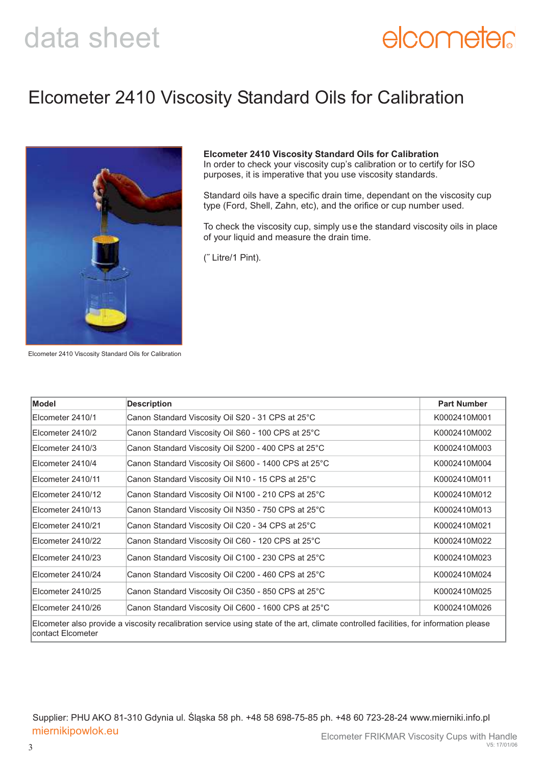# Elcometer 2410 Viscosity Standard Oils for Calibration

Elcometer 2410 Viscosity Standard Oils for Calibration

**Elcometer 2410 Viscosity Standard Oils for Calibration**
In order to check your viscosity cup's calibration or to certify for ISO purposes, it is imperative that you use viscosity standards.

Standard oils have a specific drain time, dependant on the viscosity cup type (Ford, Shell, Zahn, etc), and the orifice or cup number used.

To check the viscosity cup, simply use the standard viscosity oils in place of your liquid and measure the drain time.

(˝ Litre/1 Pint).

| Model | Description | Part Number |
|---|---|---|
| Elcometer 2410/1 | Canon Standard Viscosity Oil S20 - 31 CPS at 25°C | K0002410M001 |
| Elcometer 2410/2 | Canon Standard Viscosity Oil S60 - 100 CPS at 25°C | K0002410M002 |
| Elcometer 2410/3 | Canon Standard Viscosity Oil S200 - 400 CPS at 25°C | K0002410M003 |
| Elcometer 2410/4 | Canon Standard Viscosity Oil S600 - 1400 CPS at 25°C | K0002410M004 |
| Elcometer 2410/11 | Canon Standard Viscosity Oil N10 - 15 CPS at 25°C | K0002410M011 |
| Elcometer 2410/12 | Canon Standard Viscosity Oil N100 - 210 CPS at 25°C | K0002410M012 |
| Elcometer 2410/13 | Canon Standard Viscosity Oil N350 - 750 CPS at 25°C | K0002410M013 |
| Elcometer 2410/21 | Canon Standard Viscosity Oil C20 - 34 CPS at 25°C | K0002410M021 |
| Elcometer 2410/22 | Canon Standard Viscosity Oil C60 - 120 CPS at 25°C | K0002410M022 |
| Elcometer 2410/23 | Canon Standard Viscosity Oil C100 - 230 CPS at 25°C | K0002410M023 |
| Elcometer 2410/24 | Canon Standard Viscosity Oil C200 - 460 CPS at 25°C | K0002410M024 |
| Elcometer 2410/25 | Canon Standard Viscosity Oil C350 - 850 CPS at 25°C | K0002410M025 |
| Elcometer 2410/26 | Canon Standard Viscosity Oil C600 - 1600 CPS at 25°C | K0002410M026 |
| Elcometer also provide a viscosity recalibration service using state of the art, climate controlled facilities, for information please contact Elcometer | | |

Supplier: PHU AKO 81-310 Gdynia ul. Śląska 58 ph. +48 58 698-75-85 ph. +48 60 723-28-24 www.mierniki.info.pl
miernikipowlok.eu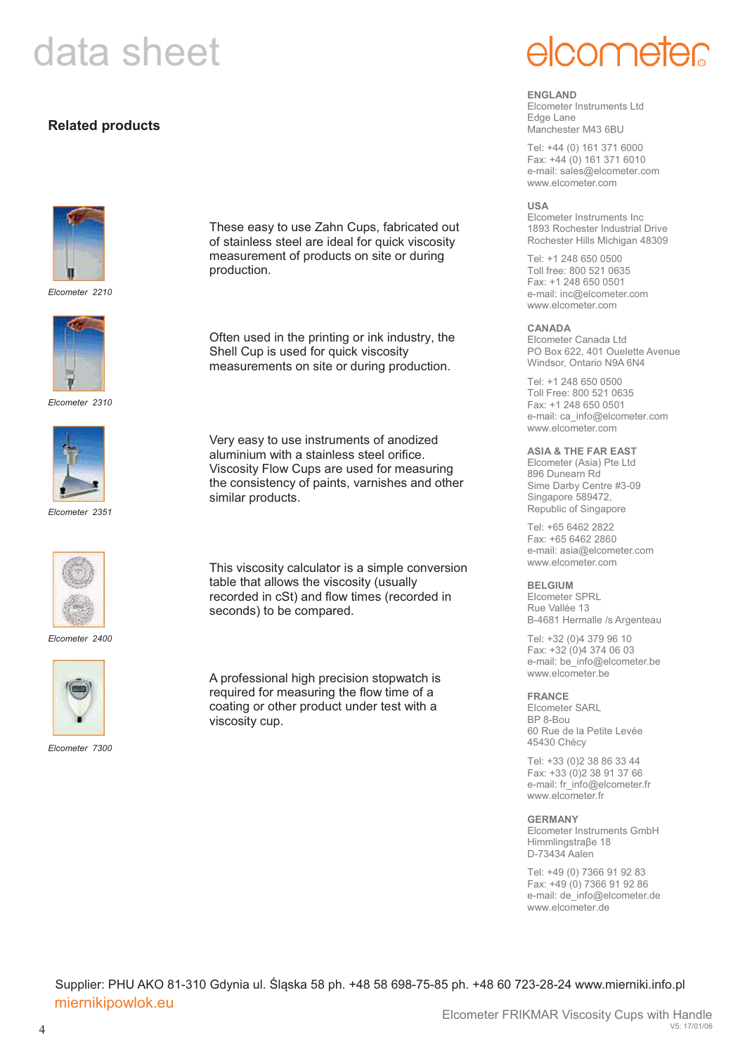# data sheet

elcometer

## Related products

*Elcometer 2210*

These easy to use Zahn Cups, fabricated out of stainless steel are ideal for quick viscosity measurement of products on site or during production.

*Elcometer 2310*

Often used in the printing or ink industry, the Shell Cup is used for quick viscosity measurements on site or during production.

*Elcometer 2351*

Very easy to use instruments of anodized aluminium with a stainless steel orifice. Viscosity Flow Cups are used for measuring the consistency of paints, varnishes and other similar products.

*Elcometer 2400*

This viscosity calculator is a simple conversion table that allows the viscosity (usually recorded in cSt) and flow times (recorded in seconds) to be compared.

*Elcometer 7300*

A professional high precision stopwatch is required for measuring the flow time of a coating or other product under test with a viscosity cup.

**ENGLAND**
Elcometer Instruments Ltd
Edge Lane
Manchester M43 6BU

Tel: +44 (0) 161 371 6000
Fax: +44 (0) 161 371 6010
e-mail: sales@elcometer.com
www.elcometer.com

**USA**
Elcometer Instruments Inc
1893 Rochester Industrial Drive
Rochester Hills Michigan 48309

Tel: +1 248 650 0500
Toll free: 800 521 0635
Fax: +1 248 650 0501
e-mail: inc@elcometer.com
www.elcometer.com

**CANADA**
Elcometer Canada Ltd
PO Box 622, 401 Ouelette Avenue
Windsor, Ontario N9A 6N4

Tel: +1 248 650 0500
Toll Free: 800 521 0635
Fax: +1 248 650 0501
e-mail: ca_info@elcometer.com
www.elcometer.com

**ASIA & THE FAR EAST**
Elcometer (Asia) Pte Ltd
896 Dunearn Rd
Sime Darby Centre #3-09
Singapore 589472,
Republic of Singapore

Tel: +65 6462 2822
Fax: +65 6462 2860
e-mail: asia@elcometer.com
www.elcometer.com

**BELGIUM**
Elcometer SPRL
Rue Vallée 13
B-4681 Hermalle /s Argenteau

Tel: +32 (0)4 379 96 10
Fax: +32 (0)4 374 06 03
e-mail: be_info@elcometer.be
www.elcometer.be

**FRANCE**
Elcometer SARL
BP 8-Bou
60 Rue de la Petite Levée
45430 Chécy

Tel: +33 (0)2 38 86 33 44
Fax: +33 (0)2 38 91 37 66
e-mail: fr_info@elcometer.fr
www.elcometer.fr

**GERMANY**
Elcometer Instruments GmbH
Himmlingstraβe 18
D-73434 Aalen

Tel: +49 (0) 7366 91 92 83
Fax: +49 (0) 7366 91 92 86
e-mail: de_info@elcometer.de
www.elcometer.de

Supplier: PHU AKO 81-310 Gdynia ul. Śląska 58 ph. +48 58 698-75-85 ph. +48 60 723-28-24 www.mierniki.info.pl
miernikipowlok.eu

Elcometer FRIKMAR Viscosity Cups with Handle
V5: 17/01/06